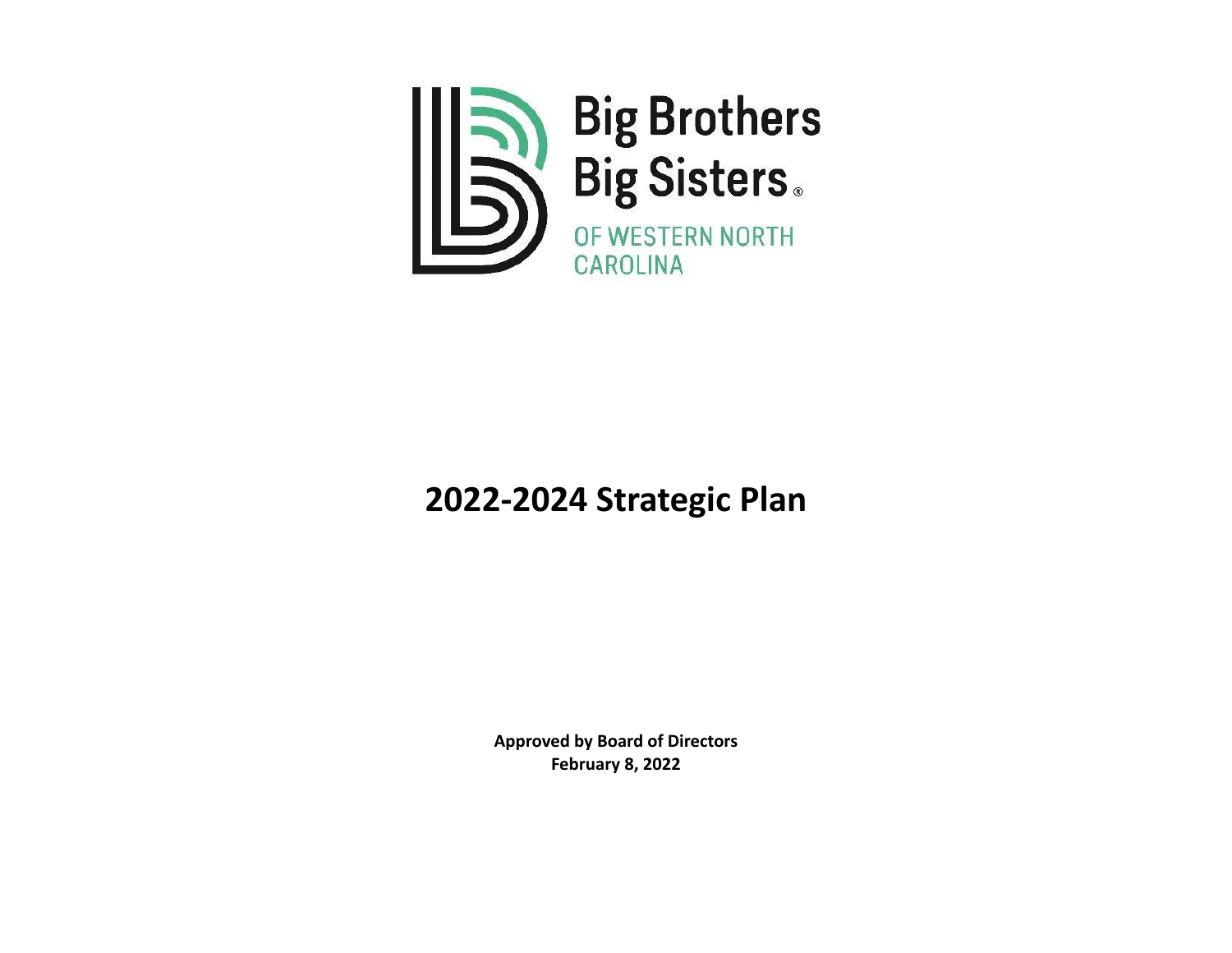Big Brothers Big Sisters® OF WESTERN NORTH CAROLINA

# 2022-2024 Strategic Plan

**Approved by Board of Directors**
**February 8, 2022**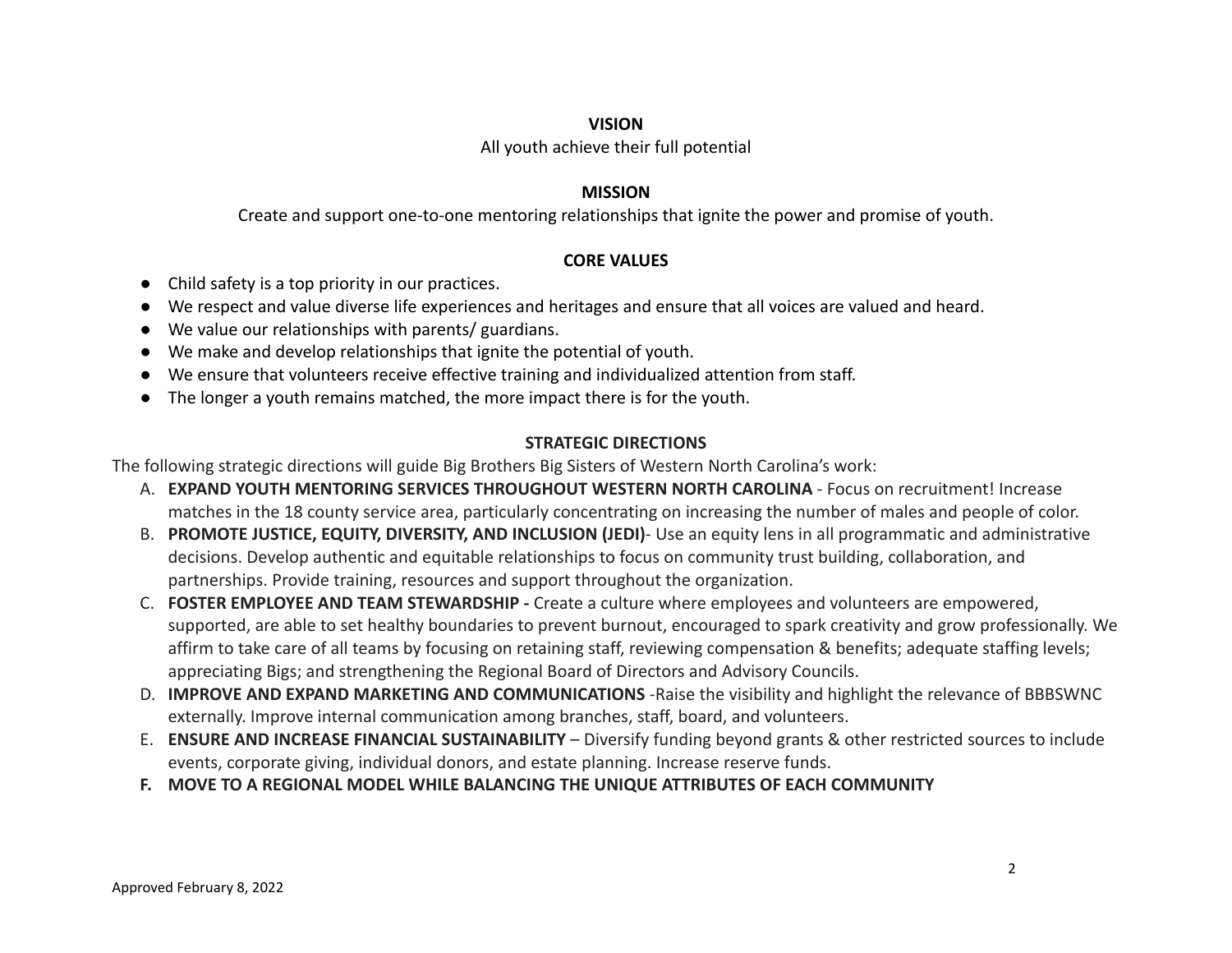## VISION

All youth achieve their full potential

## MISSION

Create and support one-to-one mentoring relationships that ignite the power and promise of youth.

## CORE VALUES

- Child safety is a top priority in our practices.
- We respect and value diverse life experiences and heritages and ensure that all voices are valued and heard.
- We value our relationships with parents/ guardians.
- We make and develop relationships that ignite the potential of youth.
- We ensure that volunteers receive effective training and individualized attention from staff.
- The longer a youth remains matched, the more impact there is for the youth.

## STRATEGIC DIRECTIONS

The following strategic directions will guide Big Brothers Big Sisters of Western North Carolina's work:

A. **EXPAND YOUTH MENTORING SERVICES THROUGHOUT WESTERN NORTH CAROLINA** - Focus on recruitment! Increase matches in the 18 county service area, particularly concentrating on increasing the number of males and people of color.

B. **PROMOTE JUSTICE, EQUITY, DIVERSITY, AND INCLUSION (JEDI)**- Use an equity lens in all programmatic and administrative decisions. Develop authentic and equitable relationships to focus on community trust building, collaboration, and partnerships. Provide training, resources and support throughout the organization.

C. **FOSTER EMPLOYEE AND TEAM STEWARDSHIP -** Create a culture where employees and volunteers are empowered, supported, are able to set healthy boundaries to prevent burnout, encouraged to spark creativity and grow professionally. We affirm to take care of all teams by focusing on retaining staff, reviewing compensation & benefits; adequate staffing levels; appreciating Bigs; and strengthening the Regional Board of Directors and Advisory Councils.

D. **IMPROVE AND EXPAND MARKETING AND COMMUNICATIONS** -Raise the visibility and highlight the relevance of BBBSWNC externally. Improve internal communication among branches, staff, board, and volunteers.

E. **ENSURE AND INCREASE FINANCIAL SUSTAINABILITY** – Diversify funding beyond grants & other restricted sources to include events, corporate giving, individual donors, and estate planning. Increase reserve funds.

F. **MOVE TO A REGIONAL MODEL WHILE BALANCING THE UNIQUE ATTRIBUTES OF EACH COMMUNITY**

Approved February 8, 2022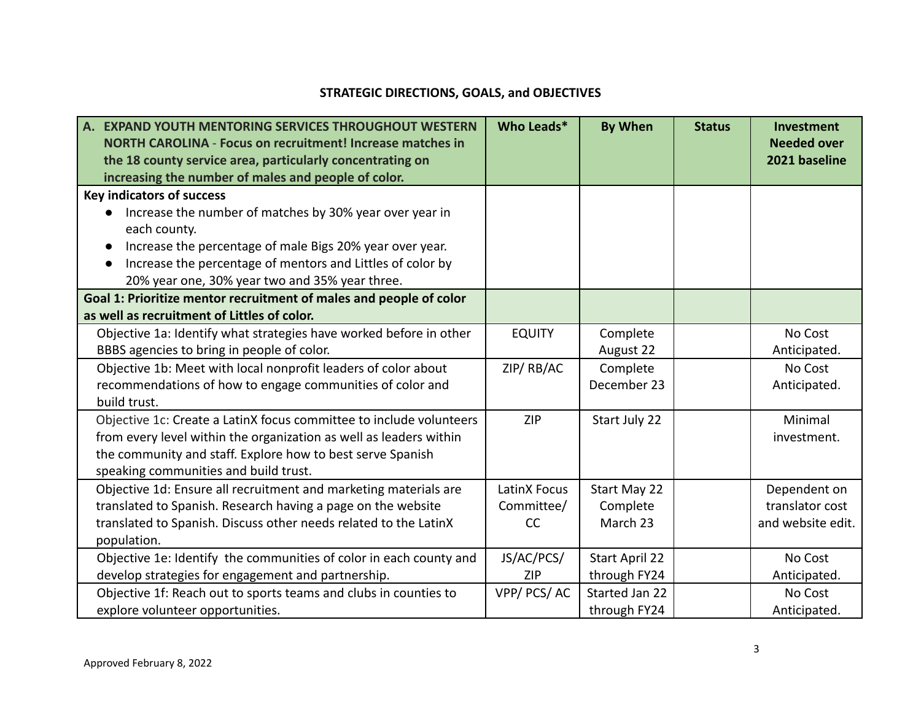## STRATEGIC DIRECTIONS, GOALS, and OBJECTIVES

| **A. EXPAND YOUTH MENTORING SERVICES THROUGHOUT WESTERN NORTH CAROLINA - Focus on recruitment! Increase matches in the 18 county service area, particularly concentrating on increasing the number of males and people of color.** | **Who Leads*** | **By When** | **Status** | **Investment Needed over 2021 baseline** |
|---|---|---|---|---|
| **Key indicators of success**<br>● Increase the number of matches by 30% year over year in each county.<br>● Increase the percentage of male Bigs 20% year over year.<br>● Increase the percentage of mentors and Littles of color by 20% year one, 30% year two and 35% year three. | | | | |
| **Goal 1: Prioritize mentor recruitment of males and people of color as well as recruitment of Littles of color.** | | | | |
| Objective 1a: Identify what strategies have worked before in other BBBS agencies to bring in people of color. | EQUITY | Complete August 22 | | No Cost Anticipated. |
| Objective 1b: Meet with local nonprofit leaders of color about recommendations of how to engage communities of color and build trust. | ZIP/ RB/AC | Complete December 23 | | No Cost Anticipated. |
| Objective 1c: Create a LatinX focus committee to include volunteers from every level within the organization as well as leaders within the community and staff. Explore how to best serve Spanish speaking communities and build trust. | ZIP | Start July 22 | | Minimal investment. |
| Objective 1d: Ensure all recruitment and marketing materials are translated to Spanish. Research having a page on the website translated to Spanish. Discuss other needs related to the LatinX population. | LatinX Focus Committee/ CC | Start May 22 Complete March 23 | | Dependent on translator cost and website edit. |
| Objective 1e: Identify the communities of color in each county and develop strategies for engagement and partnership. | JS/AC/PCS/ ZIP | Start April 22 through FY24 | | No Cost Anticipated. |
| Objective 1f: Reach out to sports teams and clubs in counties to explore volunteer opportunities. | VPP/ PCS/ AC | Started Jan 22 through FY24 | | No Cost Anticipated. |

Approved February 8, 2022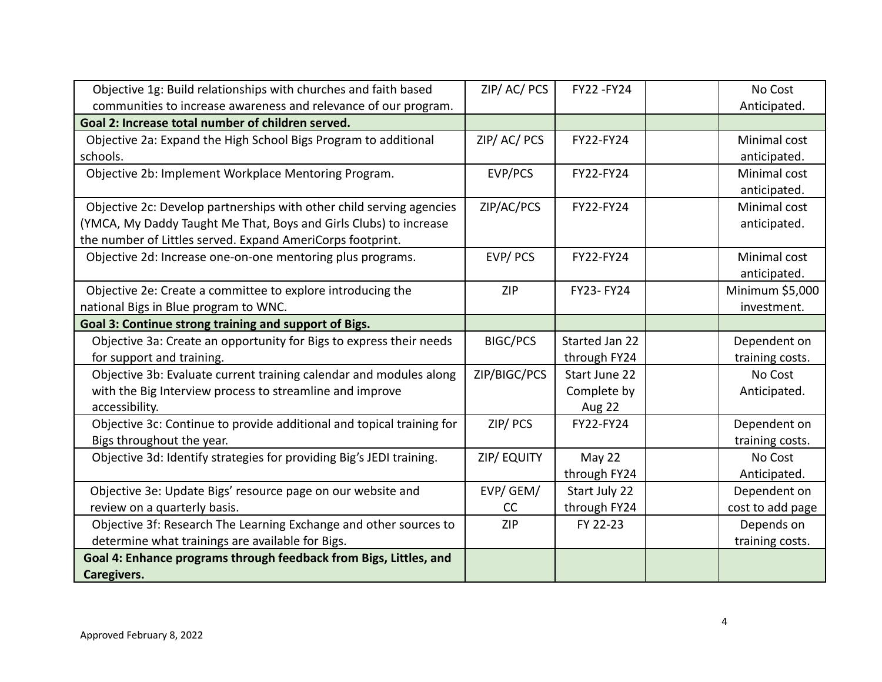| Objective 1g: Build relationships with churches and faith based communities to increase awareness and relevance of our program. | ZIP/ AC/ PCS | FY22 -FY24 | | No Cost Anticipated. |
|---|---|---|---|---|
| **Goal 2: Increase total number of children served.** | | | | |
| Objective 2a: Expand the High School Bigs Program to additional schools. | ZIP/ AC/ PCS | FY22-FY24 | | Minimal cost anticipated. |
| Objective 2b: Implement Workplace Mentoring Program. | EVP/PCS | FY22-FY24 | | Minimal cost anticipated. |
| Objective 2c: Develop partnerships with other child serving agencies (YMCA, My Daddy Taught Me That, Boys and Girls Clubs) to increase the number of Littles served. Expand AmeriCorps footprint. | ZIP/AC/PCS | FY22-FY24 | | Minimal cost anticipated. |
| Objective 2d: Increase one-on-one mentoring plus programs. | EVP/ PCS | FY22-FY24 | | Minimal cost anticipated. |
| Objective 2e: Create a committee to explore introducing the national Bigs in Blue program to WNC. | ZIP | FY23- FY24 | | Minimum $5,000 investment. |
| **Goal 3: Continue strong training and support of Bigs.** | | | | |
| Objective 3a: Create an opportunity for Bigs to express their needs for support and training. | BIGC/PCS | Started Jan 22 through FY24 | | Dependent on training costs. |
| Objective 3b: Evaluate current training calendar and modules along with the Big Interview process to streamline and improve accessibility. | ZIP/BIGC/PCS | Start June 22 Complete by Aug 22 | | No Cost Anticipated. |
| Objective 3c: Continue to provide additional and topical training for Bigs throughout the year. | ZIP/ PCS | FY22-FY24 | | Dependent on training costs. |
| Objective 3d: Identify strategies for providing Big's JEDI training. | ZIP/ EQUITY | May 22 through FY24 | | No Cost Anticipated. |
| Objective 3e: Update Bigs' resource page on our website and review on a quarterly basis. | EVP/ GEM/ CC | Start July 22 through FY24 | | Dependent on cost to add page |
| Objective 3f: Research The Learning Exchange and other sources to determine what trainings are available for Bigs. | ZIP | FY 22-23 | | Depends on training costs. |
| **Goal 4: Enhance programs through feedback from Bigs, Littles, and Caregivers.** | | | | |

Approved February 8, 2022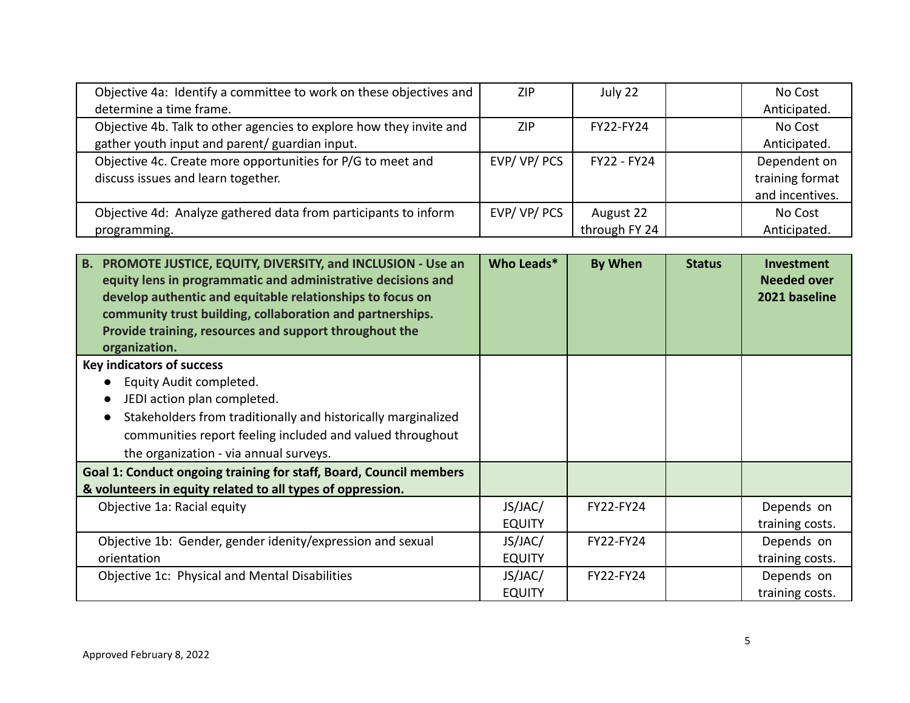| | | | | |
|---|---|---|---|---|
| Objective 4a: Identify a committee to work on these objectives and determine a time frame. | ZIP | July 22 | | No Cost Anticipated. |
| Objective 4b. Talk to other agencies to explore how they invite and gather youth input and parent/ guardian input. | ZIP | FY22-FY24 | | No Cost Anticipated. |
| Objective 4c. Create more opportunities for P/G to meet and discuss issues and learn together. | EVP/ VP/ PCS | FY22 - FY24 | | Dependent on training format and incentives. |
| Objective 4d: Analyze gathered data from participants to inform programming. | EVP/ VP/ PCS | August 22 through FY 24 | | No Cost Anticipated. |

| **B. PROMOTE JUSTICE, EQUITY, DIVERSITY, and INCLUSION - Use an equity lens in programmatic and administrative decisions and develop authentic and equitable relationships to focus on community trust building, collaboration and partnerships. Provide training, resources and support throughout the organization.** | **Who Leads*** | **By When** | **Status** | **Investment Needed over 2021 baseline** |
|---|---|---|---|---|
| **Key indicators of success**<br>● Equity Audit completed.<br>● JEDI action plan completed.<br>● Stakeholders from traditionally and historically marginalized communities report feeling included and valued throughout the organization - via annual surveys. | | | | |
| **Goal 1: Conduct ongoing training for staff, Board, Council members & volunteers in equity related to all types of oppression.** | | | | |
| Objective 1a: Racial equity | JS/JAC/ EQUITY | FY22-FY24 | | Depends on training costs. |
| Objective 1b: Gender, gender idenity/expression and sexual orientation | JS/JAC/ EQUITY | FY22-FY24 | | Depends on training costs. |
| Objective 1c: Physical and Mental Disabilities | JS/JAC/ EQUITY | FY22-FY24 | | Depends on training costs. |

Approved February 8, 2022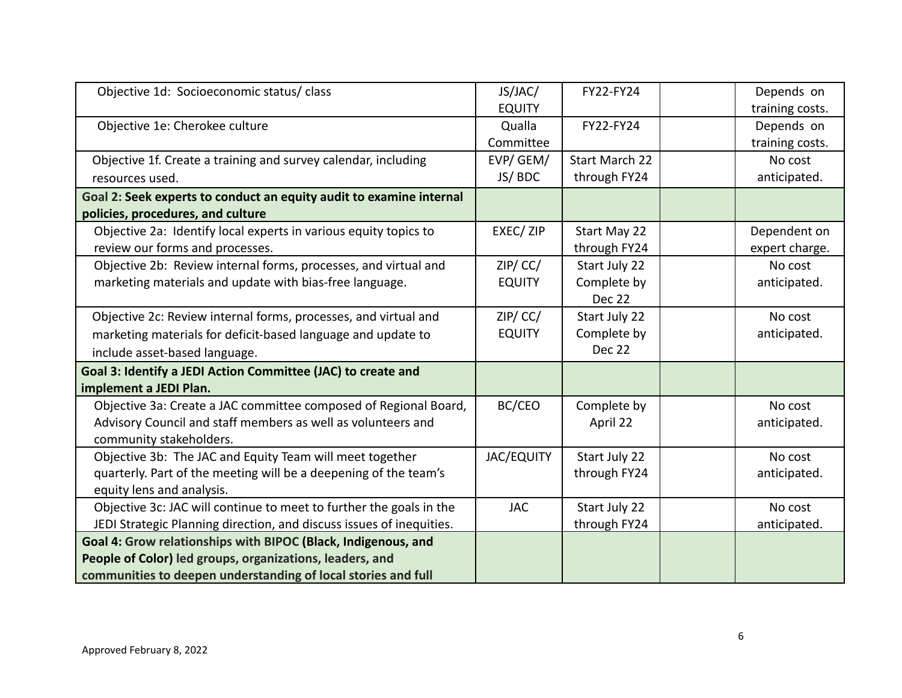| | | | | |
|---|---|---|---|---|
| Objective 1d: Socioeconomic status/ class | JS/JAC/ EQUITY | FY22-FY24 | | Depends on training costs. |
| Objective 1e: Cherokee culture | Qualla Committee | FY22-FY24 | | Depends on training costs. |
| Objective 1f. Create a training and survey calendar, including resources used. | EVP/ GEM/ JS/ BDC | Start March 22 through FY24 | | No cost anticipated. |
| **Goal 2: Seek experts to conduct an equity audit to examine internal policies, procedures, and culture** | | | | |
| Objective 2a: Identify local experts in various equity topics to review our forms and processes. | EXEC/ ZIP | Start May 22 through FY24 | | Dependent on expert charge. |
| Objective 2b: Review internal forms, processes, and virtual and marketing materials and update with bias-free language. | ZIP/ CC/ EQUITY | Start July 22 Complete by Dec 22 | | No cost anticipated. |
| Objective 2c: Review internal forms, processes, and virtual and marketing materials for deficit-based language and update to include asset-based language. | ZIP/ CC/ EQUITY | Start July 22 Complete by Dec 22 | | No cost anticipated. |
| **Goal 3: Identify a JEDI Action Committee (JAC) to create and implement a JEDI Plan.** | | | | |
| Objective 3a: Create a JAC committee composed of Regional Board, Advisory Council and staff members as well as volunteers and community stakeholders. | BC/CEO | Complete by April 22 | | No cost anticipated. |
| Objective 3b: The JAC and Equity Team will meet together quarterly. Part of the meeting will be a deepening of the team's equity lens and analysis. | JAC/EQUITY | Start July 22 through FY24 | | No cost anticipated. |
| Objective 3c: JAC will continue to meet to further the goals in the JEDI Strategic Planning direction, and discuss issues of inequities. | JAC | Start July 22 through FY24 | | No cost anticipated. |
| **Goal 4: Grow relationships with BIPOC (Black, Indigenous, and People of Color) led groups, organizations, leaders, and communities to deepen understanding of local stories and full** | | | | |

Approved February 8, 2022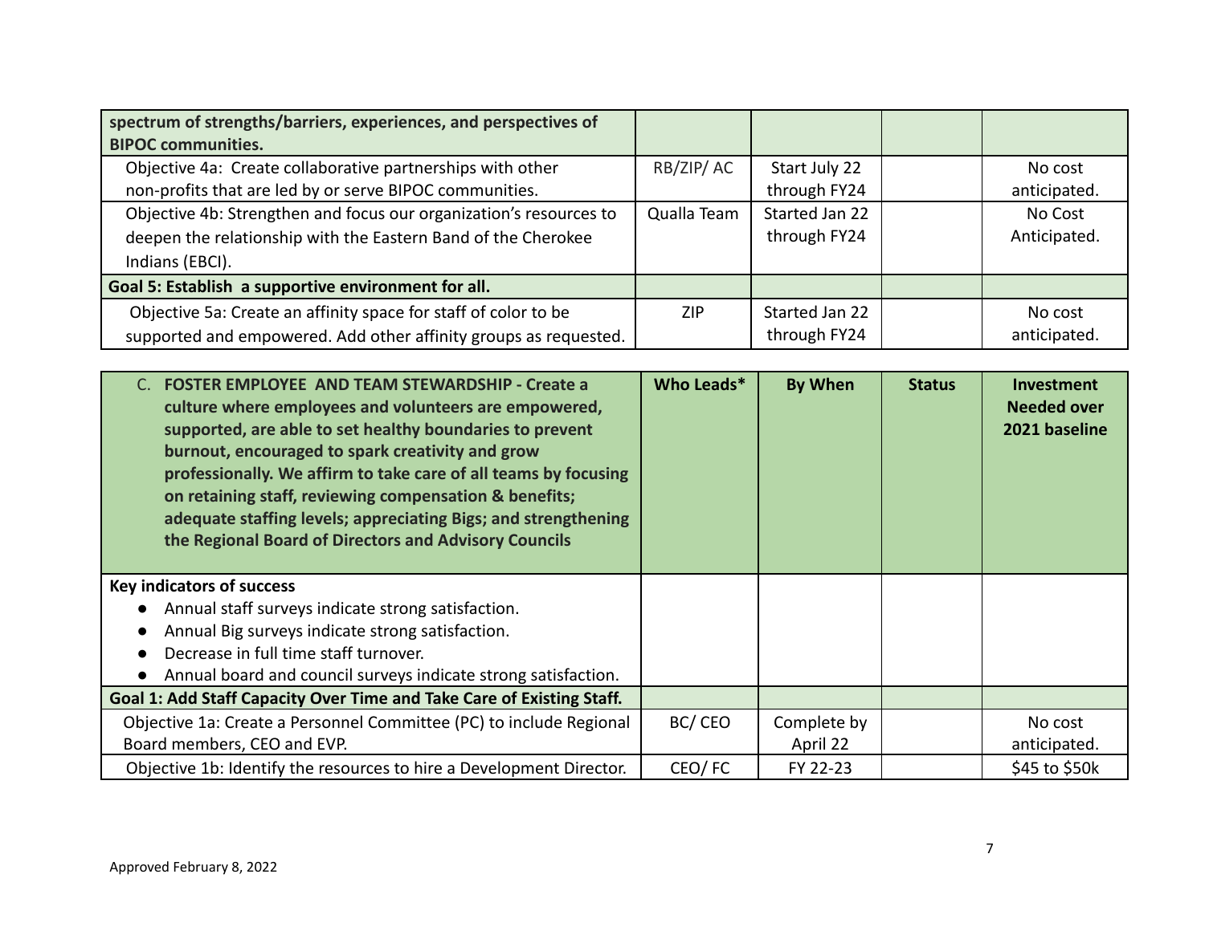| spectrum of strengths/barriers, experiences, and perspectives of BIPOC communities. | | | | |
|---|---|---|---|---|
| Objective 4a: Create collaborative partnerships with other non-profits that are led by or serve BIPOC communities. | RB/ZIP/ AC | Start July 22 through FY24 | | No cost anticipated. |
| Objective 4b: Strengthen and focus our organization's resources to deepen the relationship with the Eastern Band of the Cherokee Indians (EBCI). | Qualla Team | Started Jan 22 through FY24 | | No Cost Anticipated. |
| **Goal 5: Establish a supportive environment for all.** | | | | |
| Objective 5a: Create an affinity space for staff of color to be supported and empowered. Add other affinity groups as requested. | ZIP | Started Jan 22 through FY24 | | No cost anticipated. |

| C. **FOSTER EMPLOYEE AND TEAM STEWARDSHIP - Create a culture where employees and volunteers are empowered, supported, are able to set healthy boundaries to prevent burnout, encouraged to spark creativity and grow professionally. We affirm to take care of all teams by focusing on retaining staff, reviewing compensation & benefits; adequate staffing levels; appreciating Bigs; and strengthening the Regional Board of Directors and Advisory Councils** | **Who Leads*** | **By When** | **Status** | **Investment Needed over 2021 baseline** |
|---|---|---|---|---|
| **Key indicators of success**<br>• Annual staff surveys indicate strong satisfaction.<br>• Annual Big surveys indicate strong satisfaction.<br>• Decrease in full time staff turnover.<br>• Annual board and council surveys indicate strong satisfaction. | | | | |
| **Goal 1: Add Staff Capacity Over Time and Take Care of Existing Staff.** | | | | |
| Objective 1a: Create a Personnel Committee (PC) to include Regional Board members, CEO and EVP. | BC/ CEO | Complete by April 22 | | No cost anticipated. |
| Objective 1b: Identify the resources to hire a Development Director. | CEO/ FC | FY 22-23 | | $45 to $50k |

Approved February 8, 2022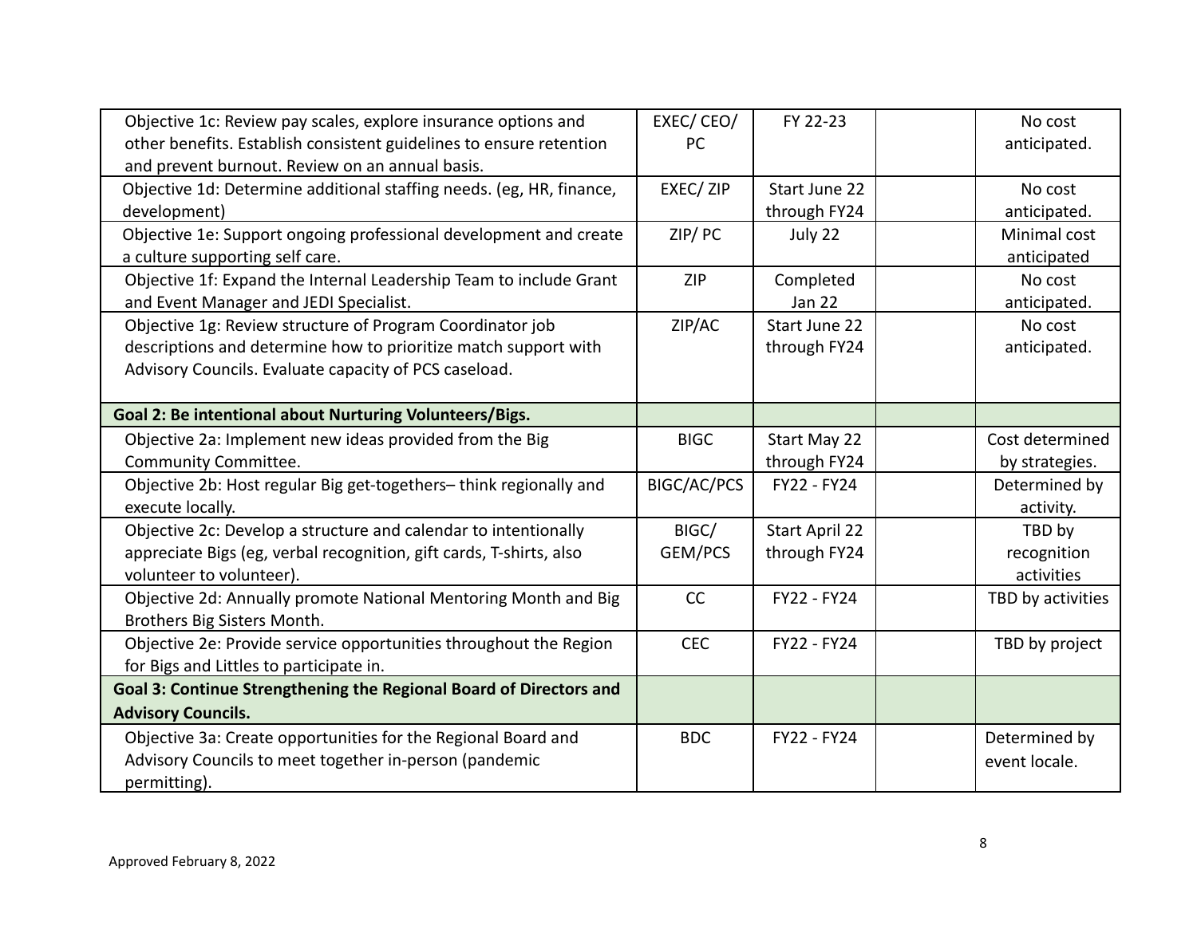| | | | | |
|---|---|---|---|---|
| Objective 1c: Review pay scales, explore insurance options and other benefits. Establish consistent guidelines to ensure retention and prevent burnout. Review on an annual basis. | EXEC/ CEO/ PC | FY 22-23 | | No cost anticipated. |
| Objective 1d: Determine additional staffing needs. (eg, HR, finance, development) | EXEC/ ZIP | Start June 22 through FY24 | | No cost anticipated. |
| Objective 1e: Support ongoing professional development and create a culture supporting self care. | ZIP/ PC | July 22 | | Minimal cost anticipated |
| Objective 1f: Expand the Internal Leadership Team to include Grant and Event Manager and JEDI Specialist. | ZIP | Completed Jan 22 | | No cost anticipated. |
| Objective 1g: Review structure of Program Coordinator job descriptions and determine how to prioritize match support with Advisory Councils. Evaluate capacity of PCS caseload. | ZIP/AC | Start June 22 through FY24 | | No cost anticipated. |
| **Goal 2: Be intentional about Nurturing Volunteers/Bigs.** | | | | |
| Objective 2a: Implement new ideas provided from the Big Community Committee. | BIGC | Start May 22 through FY24 | | Cost determined by strategies. |
| Objective 2b: Host regular Big get-togethers– think regionally and execute locally. | BIGC/AC/PCS | FY22 - FY24 | | Determined by activity. |
| Objective 2c: Develop a structure and calendar to intentionally appreciate Bigs (eg, verbal recognition, gift cards, T-shirts, also volunteer to volunteer). | BIGC/ GEM/PCS | Start April 22 through FY24 | | TBD by recognition activities |
| Objective 2d: Annually promote National Mentoring Month and Big Brothers Big Sisters Month. | CC | FY22 - FY24 | | TBD by activities |
| Objective 2e: Provide service opportunities throughout the Region for Bigs and Littles to participate in. | CEC | FY22 - FY24 | | TBD by project |
| **Goal 3: Continue Strengthening the Regional Board of Directors and Advisory Councils.** | | | | |
| Objective 3a: Create opportunities for the Regional Board and Advisory Councils to meet together in-person (pandemic permitting). | BDC | FY22 - FY24 | | Determined by event locale. |

Approved February 8, 2022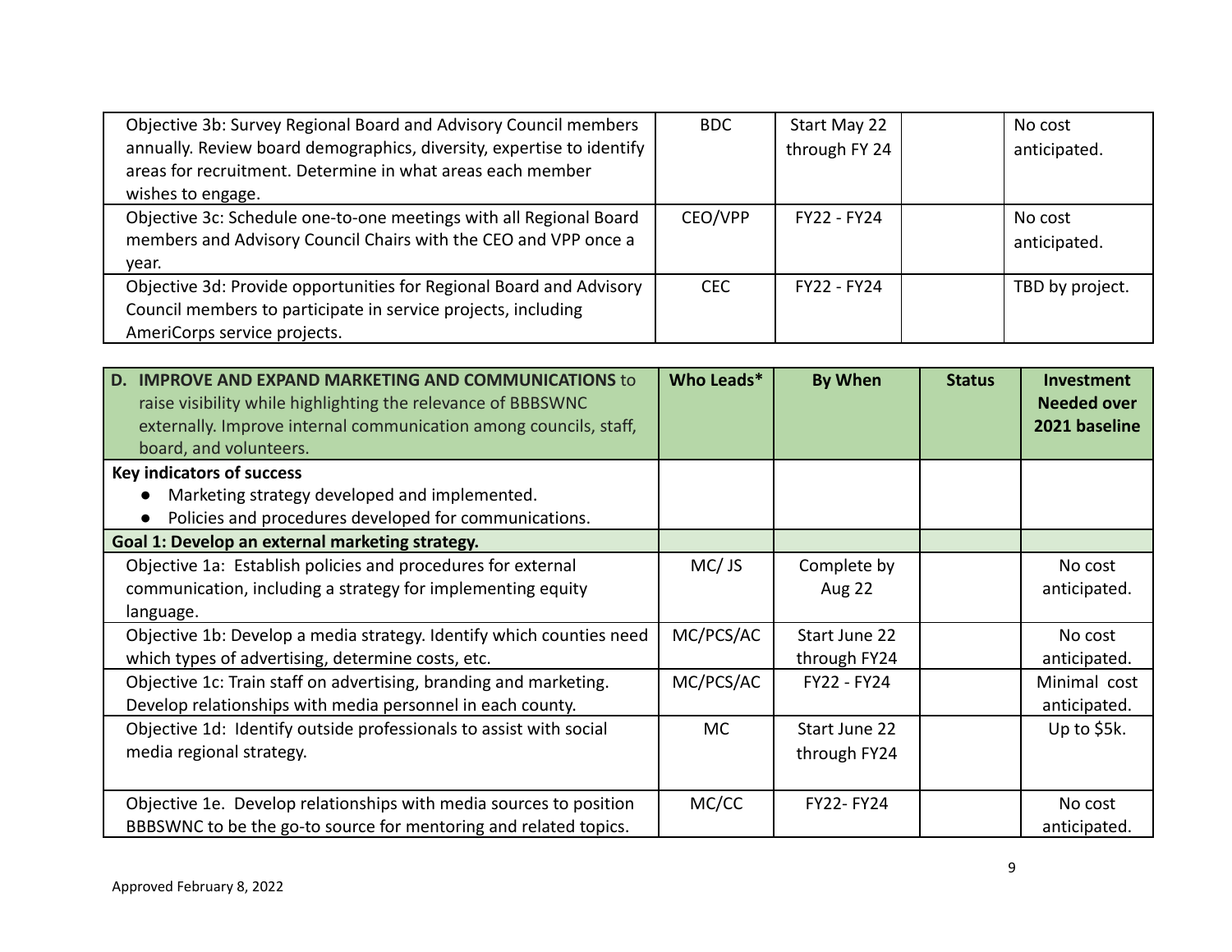| Objective | Who Leads* | By When | Status | Investment Needed over 2021 baseline |
|---|---|---|---|---|
| Objective 3b: Survey Regional Board and Advisory Council members annually. Review board demographics, diversity, expertise to identify areas for recruitment. Determine in what areas each member wishes to engage. | BDC | Start May 22 through FY 24 | | No cost anticipated. |
| Objective 3c: Schedule one-to-one meetings with all Regional Board members and Advisory Council Chairs with the CEO and VPP once a year. | CEO/VPP | FY22 - FY24 | | No cost anticipated. |
| Objective 3d: Provide opportunities for Regional Board and Advisory Council members to participate in service projects, including AmeriCorps service projects. | CEC | FY22 - FY24 | | TBD by project. |

| **D. IMPROVE AND EXPAND MARKETING AND COMMUNICATIONS** to raise visibility while highlighting the relevance of BBBSWNC externally. Improve internal communication among councils, staff, board, and volunteers. | **Who Leads*** | **By When** | **Status** | **Investment Needed over 2021 baseline** |
|---|---|---|---|---|
| **Key indicators of success**<br>• Marketing strategy developed and implemented.<br>• Policies and procedures developed for communications. | | | | |
| **Goal 1: Develop an external marketing strategy.** | | | | |
| Objective 1a: Establish policies and procedures for external communication, including a strategy for implementing equity language. | MC/ JS | Complete by Aug 22 | | No cost anticipated. |
| Objective 1b: Develop a media strategy. Identify which counties need which types of advertising, determine costs, etc. | MC/PCS/AC | Start June 22 through FY24 | | No cost anticipated. |
| Objective 1c: Train staff on advertising, branding and marketing. Develop relationships with media personnel in each county. | MC/PCS/AC | FY22 - FY24 | | Minimal cost anticipated. |
| Objective 1d: Identify outside professionals to assist with social media regional strategy. | MC | Start June 22 through FY24 | | Up to $5k. |
| Objective 1e. Develop relationships with media sources to position BBBSWNC to be the go-to source for mentoring and related topics. | MC/CC | FY22- FY24 | | No cost anticipated. |

Approved February 8, 2022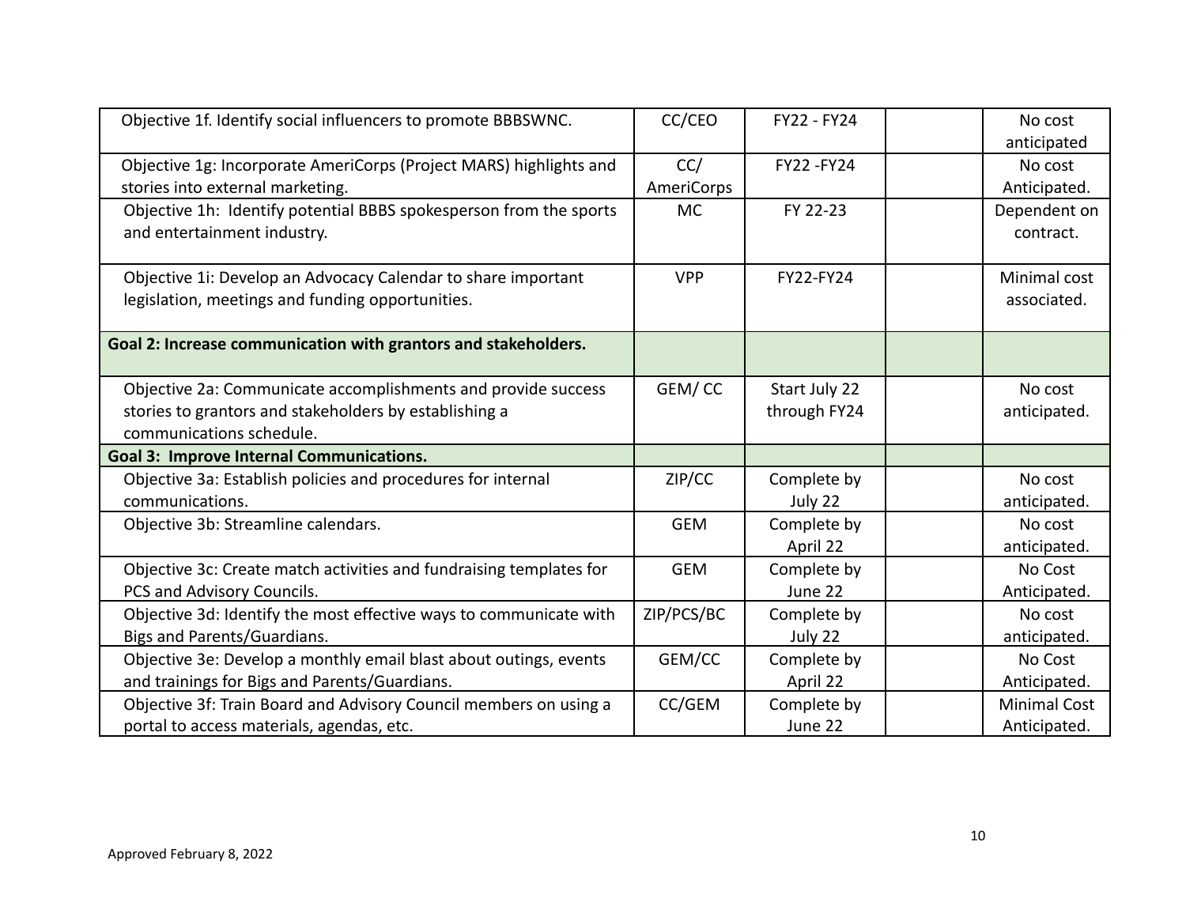| | | | | |
|---|---|---|---|---|
| Objective 1f. Identify social influencers to promote BBBSWNC. | CC/CEO | FY22 - FY24 | | No cost anticipated |
| Objective 1g: Incorporate AmeriCorps (Project MARS) highlights and stories into external marketing. | CC/ AmeriCorps | FY22 -FY24 | | No cost Anticipated. |
| Objective 1h: Identify potential BBBS spokesperson from the sports and entertainment industry. | MC | FY 22-23 | | Dependent on contract. |
| Objective 1i: Develop an Advocacy Calendar to share important legislation, meetings and funding opportunities. | VPP | FY22-FY24 | | Minimal cost associated. |
| **Goal 2: Increase communication with grantors and stakeholders.** | | | | |
| Objective 2a: Communicate accomplishments and provide success stories to grantors and stakeholders by establishing a communications schedule. | GEM/ CC | Start July 22 through FY24 | | No cost anticipated. |
| **Goal 3: Improve Internal Communications.** | | | | |
| Objective 3a: Establish policies and procedures for internal communications. | ZIP/CC | Complete by July 22 | | No cost anticipated. |
| Objective 3b: Streamline calendars. | GEM | Complete by April 22 | | No cost anticipated. |
| Objective 3c: Create match activities and fundraising templates for PCS and Advisory Councils. | GEM | Complete by June 22 | | No Cost Anticipated. |
| Objective 3d: Identify the most effective ways to communicate with Bigs and Parents/Guardians. | ZIP/PCS/BC | Complete by July 22 | | No cost anticipated. |
| Objective 3e: Develop a monthly email blast about outings, events and trainings for Bigs and Parents/Guardians. | GEM/CC | Complete by April 22 | | No Cost Anticipated. |
| Objective 3f: Train Board and Advisory Council members on using a portal to access materials, agendas, etc. | CC/GEM | Complete by June 22 | | Minimal Cost Anticipated. |

Approved February 8, 2022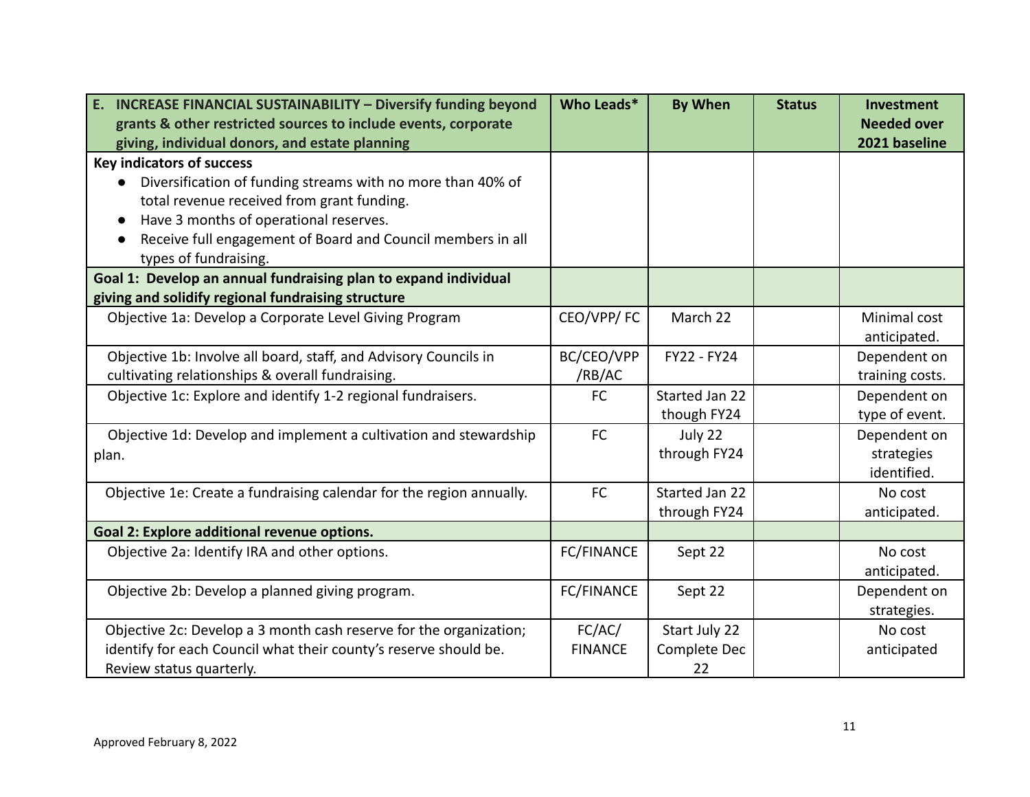| E. INCREASE FINANCIAL SUSTAINABILITY – Diversify funding beyond grants & other restricted sources to include events, corporate giving, individual donors, and estate planning | Who Leads* | By When | Status | Investment Needed over 2021 baseline |
|---|---|---|---|---|
| **Key indicators of success**<br>• Diversification of funding streams with no more than 40% of total revenue received from grant funding.<br>• Have 3 months of operational reserves.<br>• Receive full engagement of Board and Council members in all types of fundraising. | | | | |
| **Goal 1: Develop an annual fundraising plan to expand individual giving and solidify regional fundraising structure** | | | | |
| Objective 1a: Develop a Corporate Level Giving Program | CEO/VPP/ FC | March 22 | | Minimal cost anticipated. |
| Objective 1b: Involve all board, staff, and Advisory Councils in cultivating relationships & overall fundraising. | BC/CEO/VPP /RB/AC | FY22 - FY24 | | Dependent on training costs. |
| Objective 1c: Explore and identify 1-2 regional fundraisers. | FC | Started Jan 22 though FY24 | | Dependent on type of event. |
| Objective 1d: Develop and implement a cultivation and stewardship plan. | FC | July 22 through FY24 | | Dependent on strategies identified. |
| Objective 1e: Create a fundraising calendar for the region annually. | FC | Started Jan 22 through FY24 | | No cost anticipated. |
| **Goal 2: Explore additional revenue options.** | | | | |
| Objective 2a: Identify IRA and other options. | FC/FINANCE | Sept 22 | | No cost anticipated. |
| Objective 2b: Develop a planned giving program. | FC/FINANCE | Sept 22 | | Dependent on strategies. |
| Objective 2c: Develop a 3 month cash reserve for the organization; identify for each Council what their county's reserve should be. Review status quarterly. | FC/AC/ FINANCE | Start July 22 Complete Dec 22 | | No cost anticipated |

Approved February 8, 2022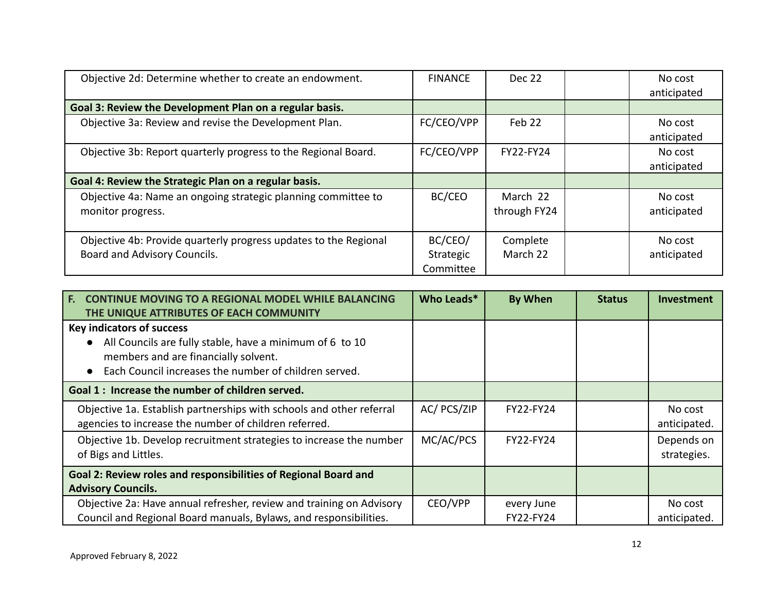| | | | | |
|---|---|---|---|---|
| Objective 2d: Determine whether to create an endowment. | FINANCE | Dec 22 | | No cost anticipated |
| **Goal 3: Review the Development Plan on a regular basis.** | | | | |
| Objective 3a: Review and revise the Development Plan. | FC/CEO/VPP | Feb 22 | | No cost anticipated |
| Objective 3b: Report quarterly progress to the Regional Board. | FC/CEO/VPP | FY22-FY24 | | No cost anticipated |
| **Goal 4: Review the Strategic Plan on a regular basis.** | | | | |
| Objective 4a: Name an ongoing strategic planning committee to monitor progress. | BC/CEO | March 22 through FY24 | | No cost anticipated |
| Objective 4b: Provide quarterly progress updates to the Regional Board and Advisory Councils. | BC/CEO/ Strategic Committee | Complete March 22 | | No cost anticipated |

| F. CONTINUE MOVING TO A REGIONAL MODEL WHILE BALANCING THE UNIQUE ATTRIBUTES OF EACH COMMUNITY | Who Leads* | By When | Status | Investment |
|---|---|---|---|---|
| **Key indicators of success**<br>• All Councils are fully stable, have a minimum of 6 to 10 members and are financially solvent.<br>• Each Council increases the number of children served. | | | | |
| **Goal 1 : Increase the number of children served.** | | | | |
| Objective 1a. Establish partnerships with schools and other referral agencies to increase the number of children referred. | AC/ PCS/ZIP | FY22-FY24 | | No cost anticipated. |
| Objective 1b. Develop recruitment strategies to increase the number of Bigs and Littles. | MC/AC/PCS | FY22-FY24 | | Depends on strategies. |
| **Goal 2: Review roles and responsibilities of Regional Board and Advisory Councils.** | | | | |
| Objective 2a: Have annual refresher, review and training on Advisory Council and Regional Board manuals, Bylaws, and responsibilities. | CEO/VPP | every June FY22-FY24 | | No cost anticipated. |

Approved February 8, 2022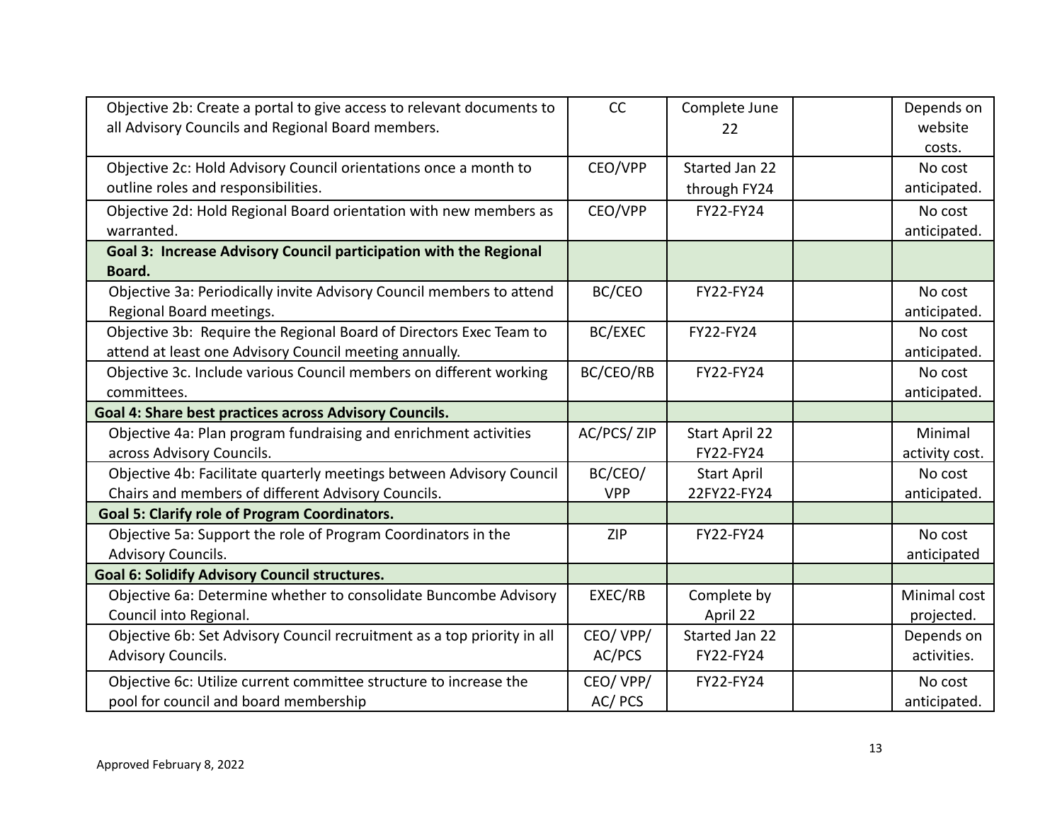| | | | | |
|---|---|---|---|---|
| Objective 2b: Create a portal to give access to relevant documents to all Advisory Councils and Regional Board members. | CC | Complete June 22 | | Depends on website costs. |
| Objective 2c: Hold Advisory Council orientations once a month to outline roles and responsibilities. | CEO/VPP | Started Jan 22 through FY24 | | No cost anticipated. |
| Objective 2d: Hold Regional Board orientation with new members as warranted. | CEO/VPP | FY22-FY24 | | No cost anticipated. |
| **Goal 3: Increase Advisory Council participation with the Regional Board.** | | | | |
| Objective 3a: Periodically invite Advisory Council members to attend Regional Board meetings. | BC/CEO | FY22-FY24 | | No cost anticipated. |
| Objective 3b: Require the Regional Board of Directors Exec Team to attend at least one Advisory Council meeting annually. | BC/EXEC | FY22-FY24 | | No cost anticipated. |
| Objective 3c. Include various Council members on different working committees. | BC/CEO/RB | FY22-FY24 | | No cost anticipated. |
| **Goal 4: Share best practices across Advisory Councils.** | | | | |
| Objective 4a: Plan program fundraising and enrichment activities across Advisory Councils. | AC/PCS/ ZIP | Start April 22 FY22-FY24 | | Minimal activity cost. |
| Objective 4b: Facilitate quarterly meetings between Advisory Council Chairs and members of different Advisory Councils. | BC/CEO/ VPP | Start April 22FY22-FY24 | | No cost anticipated. |
| **Goal 5: Clarify role of Program Coordinators.** | | | | |
| Objective 5a: Support the role of Program Coordinators in the Advisory Councils. | ZIP | FY22-FY24 | | No cost anticipated |
| **Goal 6: Solidify Advisory Council structures.** | | | | |
| Objective 6a: Determine whether to consolidate Buncombe Advisory Council into Regional. | EXEC/RB | Complete by April 22 | | Minimal cost projected. |
| Objective 6b: Set Advisory Council recruitment as a top priority in all Advisory Councils. | CEO/ VPP/ AC/PCS | Started Jan 22 FY22-FY24 | | Depends on activities. |
| Objective 6c: Utilize current committee structure to increase the pool for council and board membership | CEO/ VPP/ AC/ PCS | FY22-FY24 | | No cost anticipated. |

Approved February 8, 2022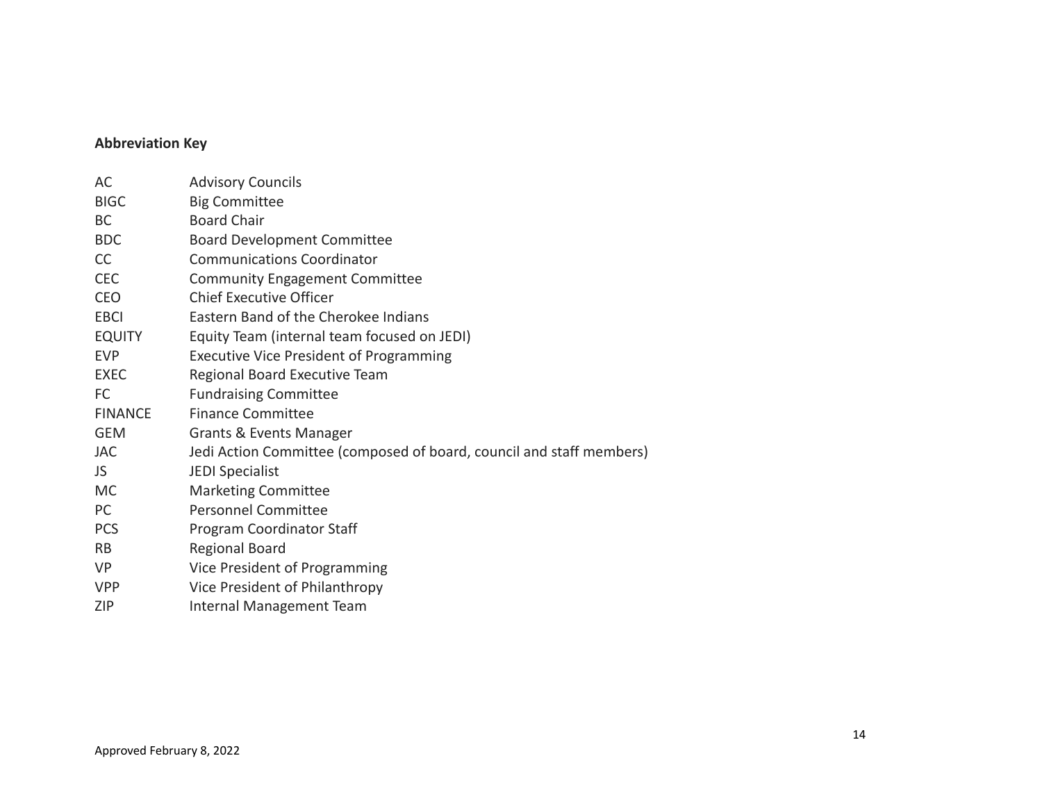**Abbreviation Key**

| | |
|---|---|
| AC | Advisory Councils |
| BIGC | Big Committee |
| BC | Board Chair |
| BDC | Board Development Committee |
| CC | Communications Coordinator |
| CEC | Community Engagement Committee |
| CEO | Chief Executive Officer |
| EBCI | Eastern Band of the Cherokee Indians |
| EQUITY | Equity Team (internal team focused on JEDI) |
| EVP | Executive Vice President of Programming |
| EXEC | Regional Board Executive Team |
| FC | Fundraising Committee |
| FINANCE | Finance Committee |
| GEM | Grants & Events Manager |
| JAC | Jedi Action Committee (composed of board, council and staff members) |
| JS | JEDI Specialist |
| MC | Marketing Committee |
| PC | Personnel Committee |
| PCS | Program Coordinator Staff |
| RB | Regional Board |
| VP | Vice President of Programming |
| VPP | Vice President of Philanthropy |
| ZIP | Internal Management Team |

Approved February 8, 2022